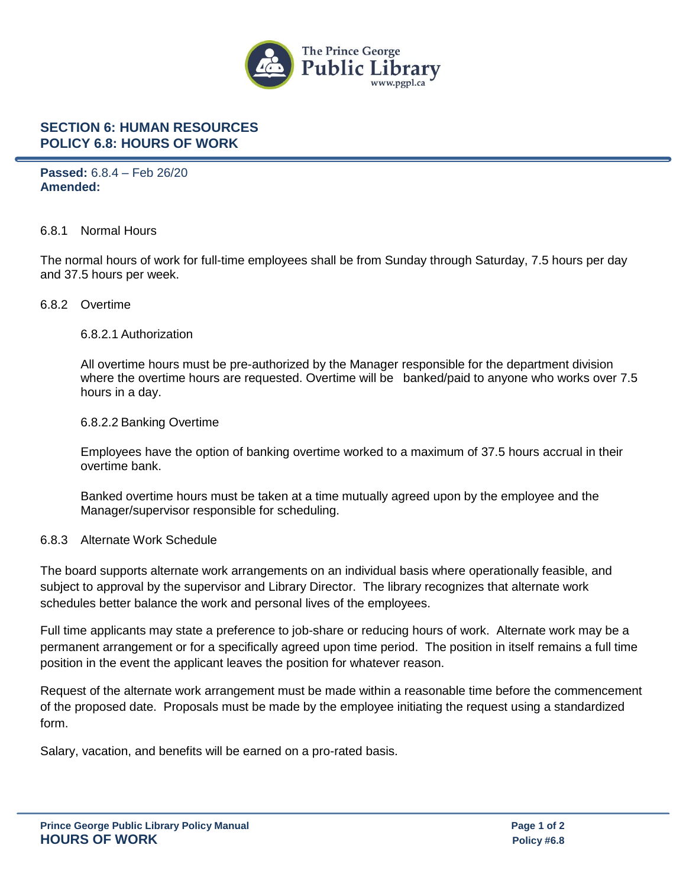# SECTION 6: HUMAN RESOURCES
# POLICY 6.8: HOURS OF WORK

**Passed:** 6.8.4 – Feb 26/20
**Amended:**

## 6.8.1 Normal Hours

The normal hours of work for full-time employees shall be from Sunday through Saturday, 7.5 hours per day and 37.5 hours per week.

## 6.8.2 Overtime

### 6.8.2.1 Authorization

All overtime hours must be pre-authorized by the Manager responsible for the department division where the overtime hours are requested. Overtime will be banked/paid to anyone who works over 7.5 hours in a day.

### 6.8.2.2 Banking Overtime

Employees have the option of banking overtime worked to a maximum of 37.5 hours accrual in their overtime bank.

Banked overtime hours must be taken at a time mutually agreed upon by the employee and the Manager/supervisor responsible for scheduling.

## 6.8.3 Alternate Work Schedule

The board supports alternate work arrangements on an individual basis where operationally feasible, and subject to approval by the supervisor and Library Director. The library recognizes that alternate work schedules better balance the work and personal lives of the employees.

Full time applicants may state a preference to job-share or reducing hours of work. Alternate work may be a permanent arrangement or for a specifically agreed upon time period. The position in itself remains a full time position in the event the applicant leaves the position for whatever reason.

Request of the alternate work arrangement must be made within a reasonable time before the commencement of the proposed date. Proposals must be made by the employee initiating the request using a standardized form.

Salary, vacation, and benefits will be earned on a pro-rated basis.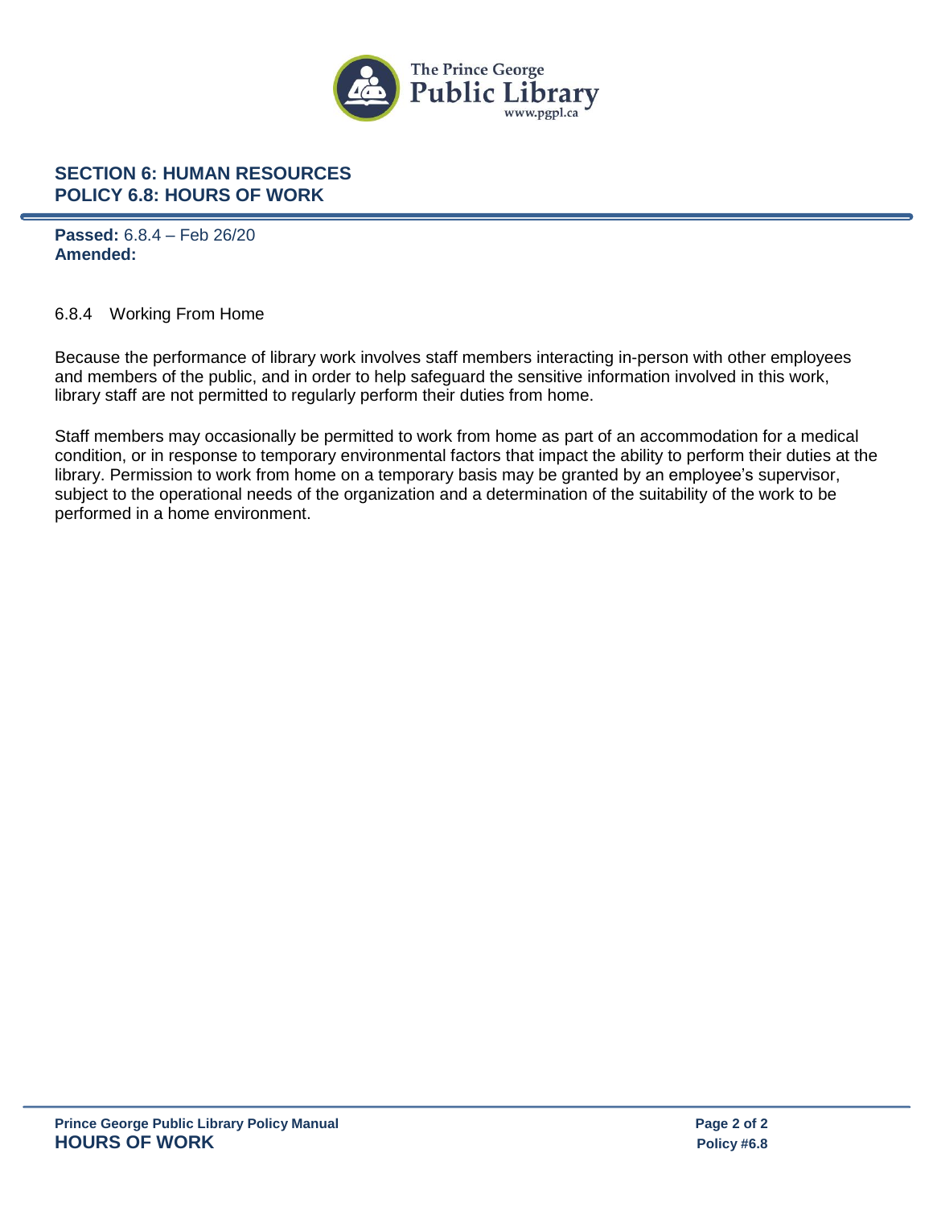## SECTION 6: HUMAN RESOURCES
## POLICY 6.8: HOURS OF WORK

**Passed:** 6.8.4 – Feb 26/20
**Amended:**

6.8.4 Working From Home

Because the performance of library work involves staff members interacting in-person with other employees and members of the public, and in order to help safeguard the sensitive information involved in this work, library staff are not permitted to regularly perform their duties from home.

Staff members may occasionally be permitted to work from home as part of an accommodation for a medical condition, or in response to temporary environmental factors that impact the ability to perform their duties at the library. Permission to work from home on a temporary basis may be granted by an employee's supervisor, subject to the operational needs of the organization and a determination of the suitability of the work to be performed in a home environment.